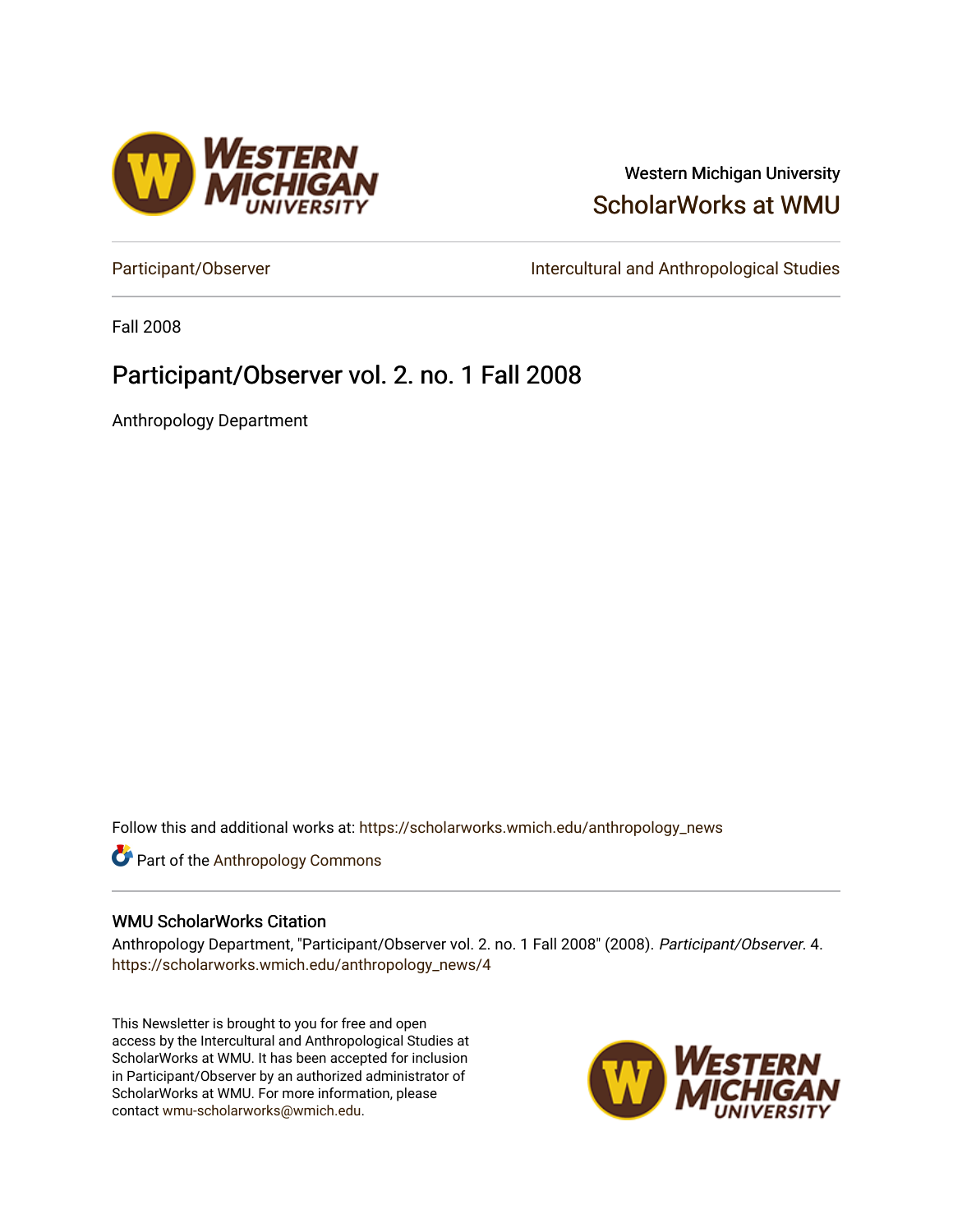Western Michigan University

ScholarWorks at WMU

Participant/Observer

Intercultural and Anthropological Studies

Fall 2008

# Participant/Observer vol. 2. no. 1 Fall 2008

Anthropology Department

Follow this and additional works at: https://scholarworks.wmich.edu/anthropology_news

Part of the Anthropology Commons

## WMU ScholarWorks Citation

Anthropology Department, "Participant/Observer vol. 2. no. 1 Fall 2008" (2008). *Participant/Observer*. 4. https://scholarworks.wmich.edu/anthropology_news/4

This Newsletter is brought to you for free and open access by the Intercultural and Anthropological Studies at ScholarWorks at WMU. It has been accepted for inclusion in Participant/Observer by an authorized administrator of ScholarWorks at WMU. For more information, please contact wmu-scholarworks@wmich.edu.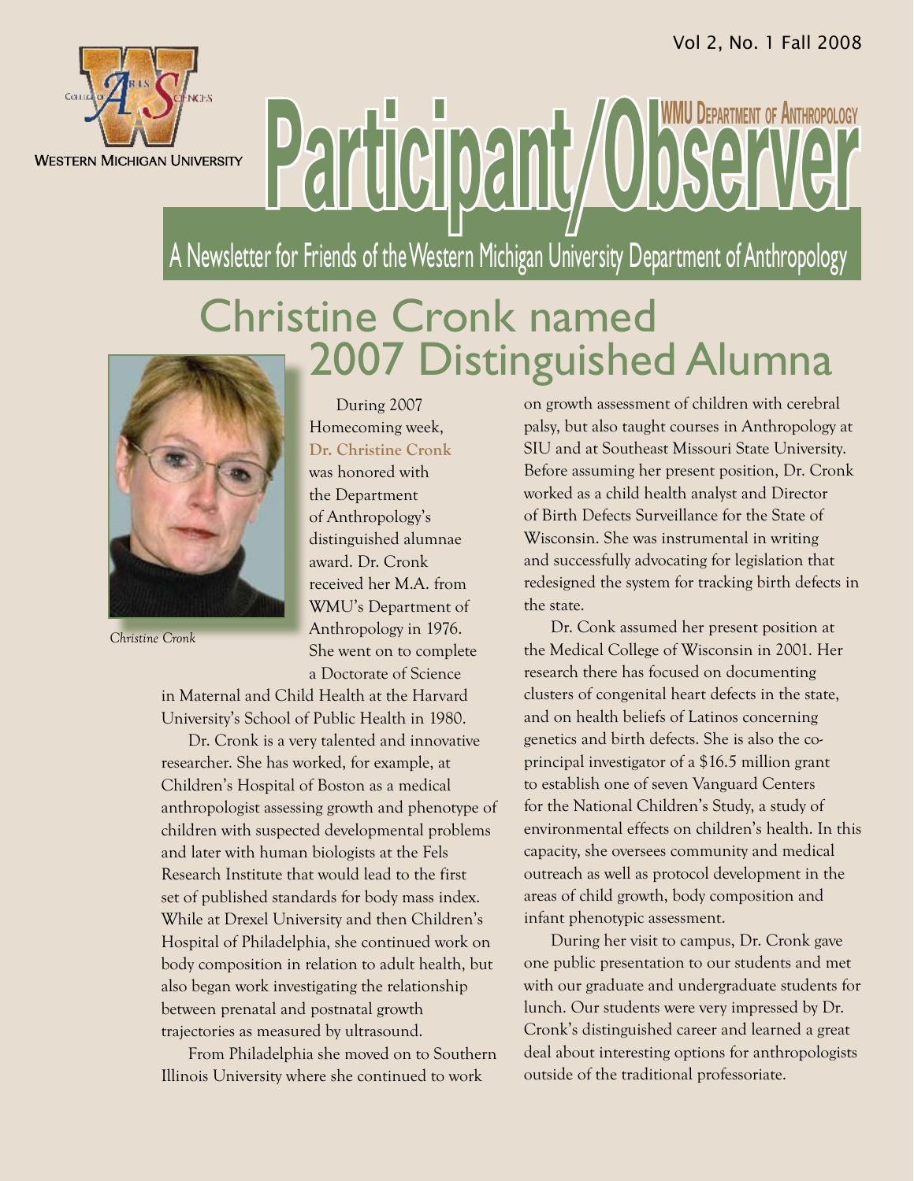Vol 2, No. 1 Fall 2008

WESTERN MICHIGAN UNIVERSITY

WMU DEPARTMENT OF ANTHROPOLOGY

# Participant/Observer

A Newsletter for Friends of the Western Michigan University Department of Anthropology

## Christine Cronk named 2007 Distinguished Alumna

*Christine Cronk*

During 2007 Homecoming week, **Dr. Christine Cronk** was honored with the Department of Anthropology's distinguished alumnae award. Dr. Cronk received her M.A. from WMU's Department of Anthropology in 1976. She went on to complete a Doctorate of Science in Maternal and Child Health at the Harvard University's School of Public Health in 1980.

Dr. Cronk is a very talented and innovative researcher. She has worked, for example, at Children's Hospital of Boston as a medical anthropologist assessing growth and phenotype of children with suspected developmental problems and later with human biologists at the Fels Research Institute that would lead to the first set of published standards for body mass index. While at Drexel University and then Children's Hospital of Philadelphia, she continued work on body composition in relation to adult health, but also began work investigating the relationship between prenatal and postnatal growth trajectories as measured by ultrasound.

From Philadelphia she moved on to Southern Illinois University where she continued to work on growth assessment of children with cerebral palsy, but also taught courses in Anthropology at SIU and at Southeast Missouri State University. Before assuming her present position, Dr. Cronk worked as a child health analyst and Director of Birth Defects Surveillance for the State of Wisconsin. She was instrumental in writing and successfully advocating for legislation that redesigned the system for tracking birth defects in the state.

Dr. Conk assumed her present position at the Medical College of Wisconsin in 2001. Her research there has focused on documenting clusters of congenital heart defects in the state, and on health beliefs of Latinos concerning genetics and birth defects. She is also the co-principal investigator of a $16.5 million grant to establish one of seven Vanguard Centers for the National Children's Study, a study of environmental effects on children's health. In this capacity, she oversees community and medical outreach as well as protocol development in the areas of child growth, body composition and infant phenotypic assessment.

During her visit to campus, Dr. Cronk gave one public presentation to our students and met with our graduate and undergraduate students for lunch. Our students were very impressed by Dr. Cronk's distinguished career and learned a great deal about interesting options for anthropologists outside of the traditional professoriate.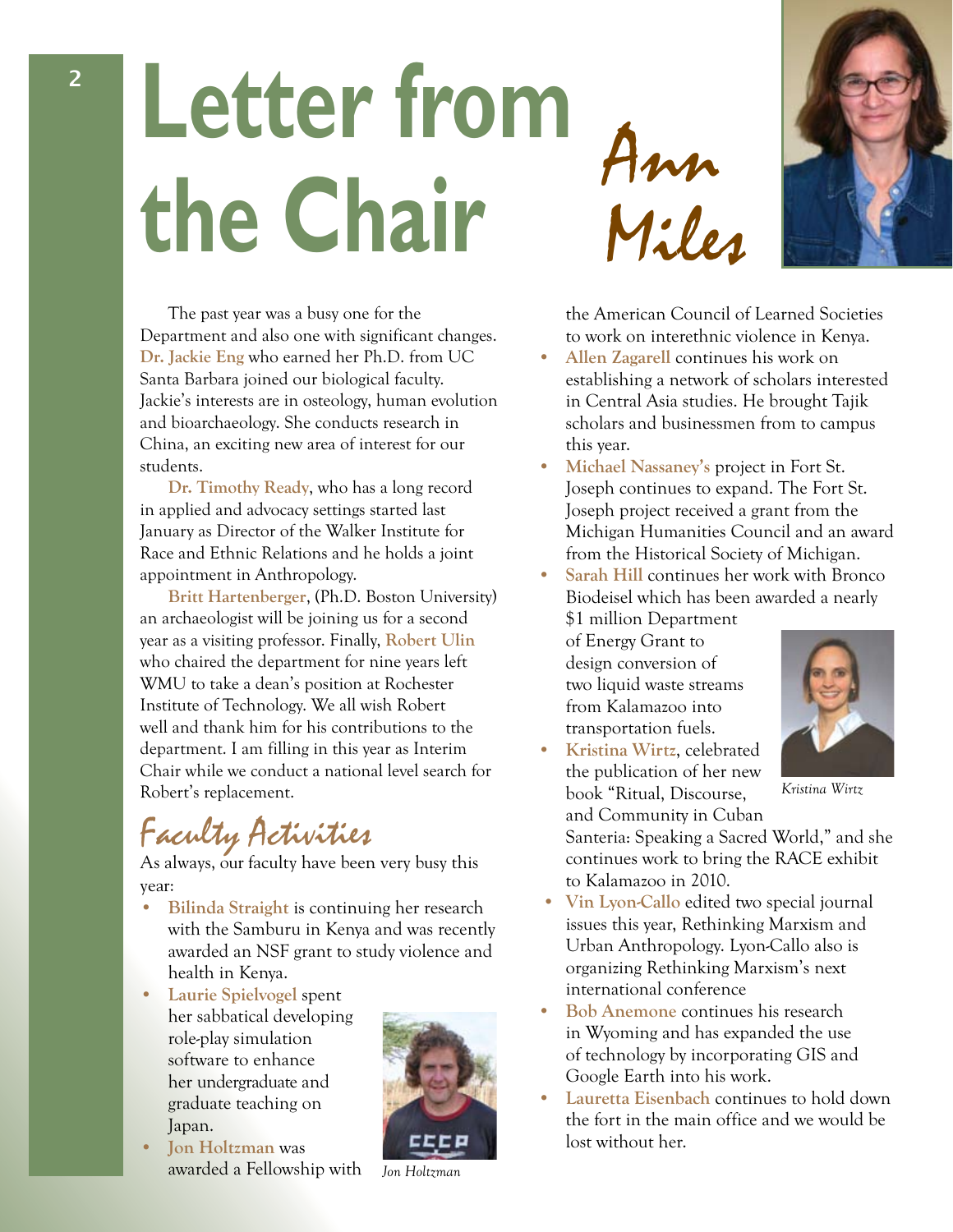# Letter from the Chair

*Ann Miles*

The past year was a busy one for the Department and also one with significant changes. **Dr. Jackie Eng** who earned her Ph.D. from UC Santa Barbara joined our biological faculty. Jackie's interests are in osteology, human evolution and bioarchaeology. She conducts research in China, an exciting new area of interest for our students.

**Dr. Timothy Ready**, who has a long record in applied and advocacy settings started last January as Director of the Walker Institute for Race and Ethnic Relations and he holds a joint appointment in Anthropology.

**Britt Hartenberger**, (Ph.D. Boston University) an archaeologist will be joining us for a second year as a visiting professor. Finally, **Robert Ulin** who chaired the department for nine years left WMU to take a dean's position at Rochester Institute of Technology. We all wish Robert well and thank him for his contributions to the department. I am filling in this year as Interim Chair while we conduct a national level search for Robert's replacement.

## Faculty Activities

As always, our faculty have been very busy this year:

- **Bilinda Straight** is continuing her research with the Samburu in Kenya and was recently awarded an NSF grant to study violence and health in Kenya.
- **Laurie Spielvogel** spent her sabbatical developing role-play simulation software to enhance her undergraduate and graduate teaching on Japan.
- **Jon Holtzman** was awarded a Fellowship with the American Council of Learned Societies to work on interethnic violence in Kenya.

*Jon Holtzman*

- **Allen Zagarell** continues his work on establishing a network of scholars interested in Central Asia studies. He brought Tajik scholars and businessmen from to campus this year.
- **Michael Nassaney's** project in Fort St. Joseph continues to expand. The Fort St. Joseph project received a grant from the Michigan Humanities Council and an award from the Historical Society of Michigan.
- **Sarah Hill** continues her work with Bronco Biodeisel which has been awarded a nearly $1 million Department of Energy Grant to design conversion of two liquid waste streams from Kalamazoo into transportation fuels.
- **Kristina Wirtz**, celebrated the publication of her new book "Ritual, Discourse, and Community in Cuban Santeria: Speaking a Sacred World," and she continues work to bring the RACE exhibit to Kalamazoo in 2010.

*Kristina Wirtz*

- **Vin Lyon-Callo** edited two special journal issues this year, Rethinking Marxism and Urban Anthropology. Lyon-Callo also is organizing Rethinking Marxism's next international conference
- **Bob Anemone** continues his research in Wyoming and has expanded the use of technology by incorporating GIS and Google Earth into his work.
- **Lauretta Eisenbach** continues to hold down the fort in the main office and we would be lost without her.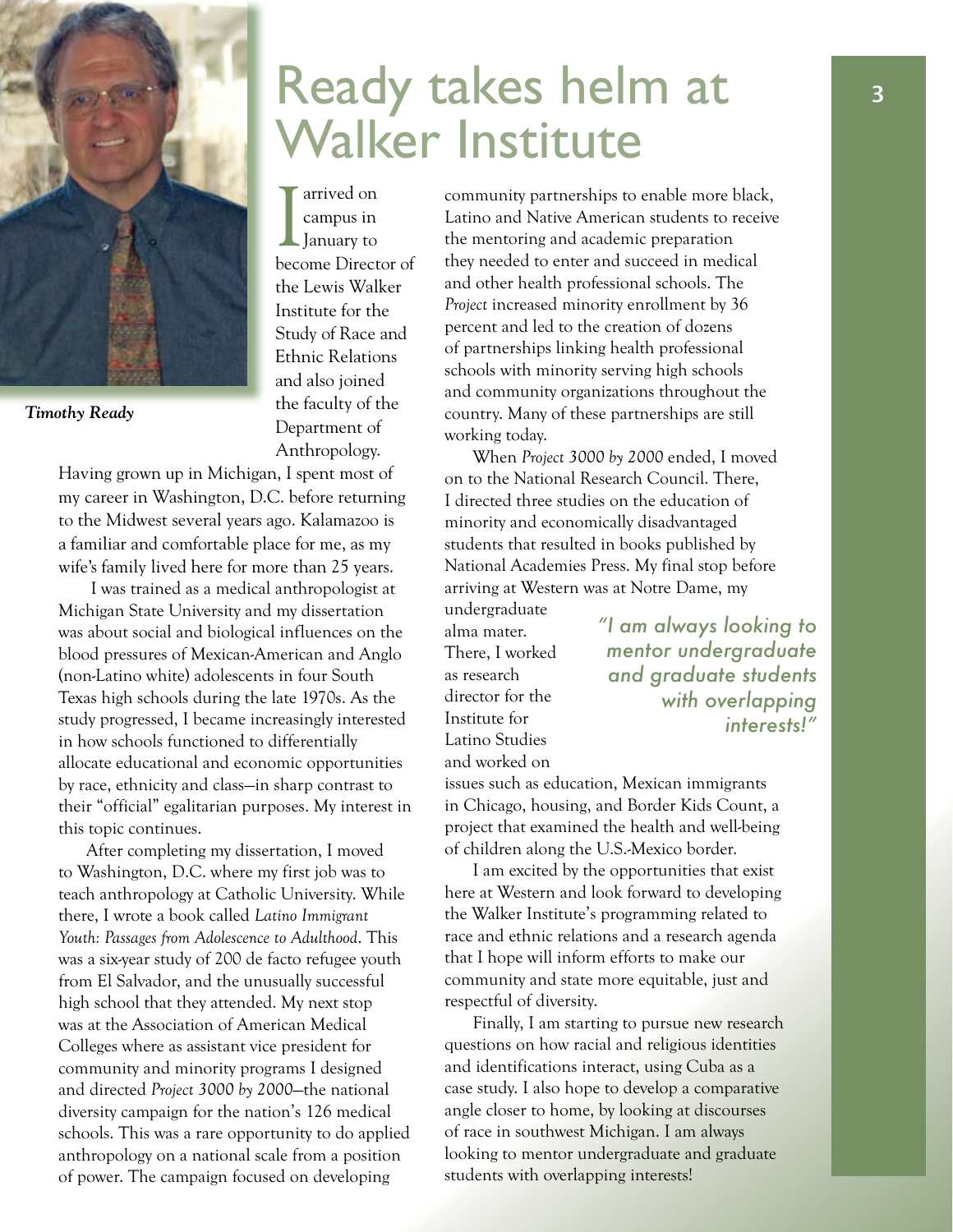# Ready takes helm at Walker Institute

*Timothy Ready*

I arrived on campus in January to become Director of the Lewis Walker Institute for the Study of Race and Ethnic Relations and also joined the faculty of the Department of Anthropology. Having grown up in Michigan, I spent most of my career in Washington, D.C. before returning to the Midwest several years ago. Kalamazoo is a familiar and comfortable place for me, as my wife's family lived here for more than 25 years.

I was trained as a medical anthropologist at Michigan State University and my dissertation was about social and biological influences on the blood pressures of Mexican-American and Anglo (non-Latino white) adolescents in four South Texas high schools during the late 1970s. As the study progressed, I became increasingly interested in how schools functioned to differentially allocate educational and economic opportunities by race, ethnicity and class—in sharp contrast to their "official" egalitarian purposes. My interest in this topic continues.

After completing my dissertation, I moved to Washington, D.C. where my first job was to teach anthropology at Catholic University. While there, I wrote a book called *Latino Immigrant Youth: Passages from Adolescence to Adulthood*. This was a six-year study of 200 de facto refugee youth from El Salvador, and the unusually successful high school that they attended. My next stop was at the Association of American Medical Colleges where as assistant vice president for community and minority programs I designed and directed *Project 3000 by 2000*—the national diversity campaign for the nation's 126 medical schools. This was a rare opportunity to do applied anthropology on a national scale from a position of power. The campaign focused on developing community partnerships to enable more black, Latino and Native American students to receive the mentoring and academic preparation they needed to enter and succeed in medical and other health professional schools. The *Project* increased minority enrollment by 36 percent and led to the creation of dozens of partnerships linking health professional schools with minority serving high schools and community organizations throughout the country. Many of these partnerships are still working today.

When *Project 3000 by 2000* ended, I moved on to the National Research Council. There, I directed three studies on the education of minority and economically disadvantaged students that resulted in books published by National Academies Press. My final stop before arriving at Western was at Notre Dame, my undergraduate alma mater. There, I worked as research director for the Institute for Latino Studies and worked on issues such as education, Mexican immigrants in Chicago, housing, and Border Kids Count, a project that examined the health and well-being of children along the U.S.-Mexico border.

> "I am always looking to mentor undergraduate and graduate students with overlapping interests!"

I am excited by the opportunities that exist here at Western and look forward to developing the Walker Institute's programming related to race and ethnic relations and a research agenda that I hope will inform efforts to make our community and state more equitable, just and respectful of diversity.

Finally, I am starting to pursue new research questions on how racial and religious identities and identifications interact, using Cuba as a case study. I also hope to develop a comparative angle closer to home, by looking at discourses of race in southwest Michigan. I am always looking to mentor undergraduate and graduate students with overlapping interests!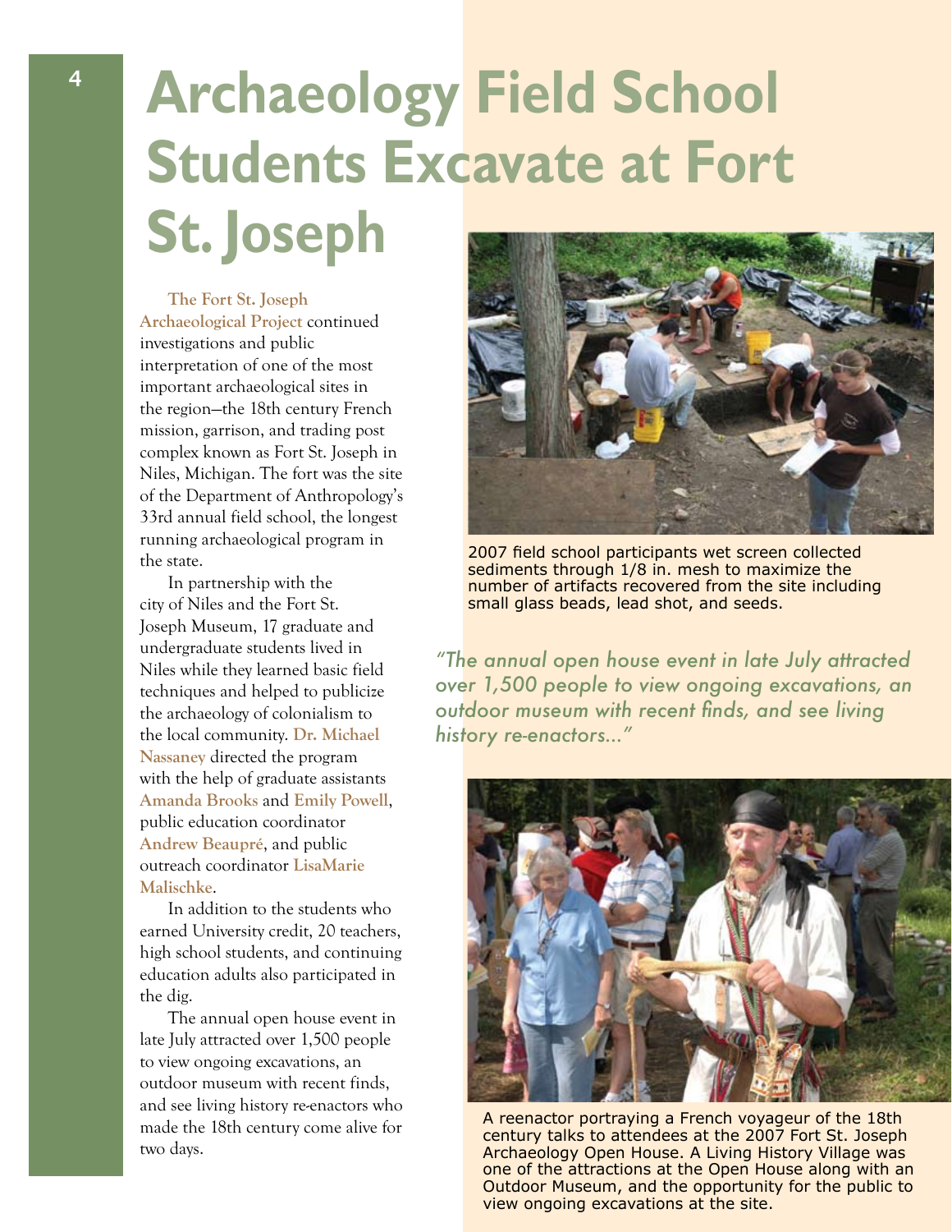# Archaeology Field School Students Excavate at Fort St. Joseph

**The Fort St. Joseph Archaeological Project** continued investigations and public interpretation of one of the most important archaeological sites in the region—the 18th century French mission, garrison, and trading post complex known as Fort St. Joseph in Niles, Michigan. The fort was the site of the Department of Anthropology's 33rd annual field school, the longest running archaeological program in the state.

In partnership with the city of Niles and the Fort St. Joseph Museum, 17 graduate and undergraduate students lived in Niles while they learned basic field techniques and helped to publicize the archaeology of colonialism to the local community. **Dr. Michael Nassaney** directed the program with the help of graduate assistants **Amanda Brooks** and **Emily Powell**, public education coordinator **Andrew Beaupré**, and public outreach coordinator **LisaMarie Malischke**.

In addition to the students who earned University credit, 20 teachers, high school students, and continuing education adults also participated in the dig.

The annual open house event in late July attracted over 1,500 people to view ongoing excavations, an outdoor museum with recent finds, and see living history re-enactors who made the 18th century come alive for two days.

2007 field school participants wet screen collected sediments through 1/8 in. mesh to maximize the number of artifacts recovered from the site including small glass beads, lead shot, and seeds.

*"The annual open house event in late July attracted over 1,500 people to view ongoing excavations, an outdoor museum with recent finds, and see living history re-enactors..."*

A reenactor portraying a French voyageur of the 18th century talks to attendees at the 2007 Fort St. Joseph Archaeology Open House. A Living History Village was one of the attractions at the Open House along with an Outdoor Museum, and the opportunity for the public to view ongoing excavations at the site.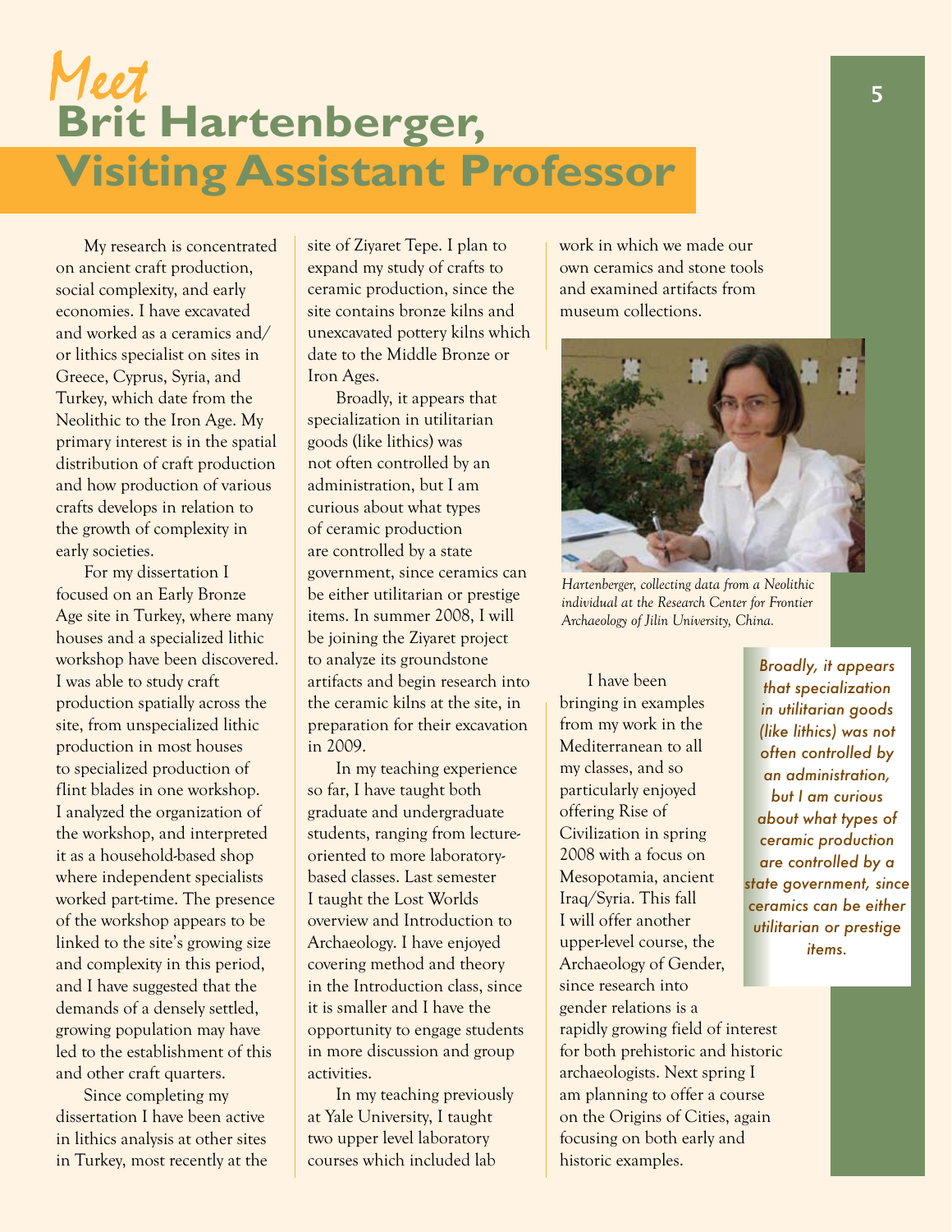# *Meet* Brit Hartenberger, Visiting Assistant Professor

My research is concentrated on ancient craft production, social complexity, and early economies. I have excavated and worked as a ceramics and/or lithics specialist on sites in Greece, Cyprus, Syria, and Turkey, which date from the Neolithic to the Iron Age. My primary interest is in the spatial distribution of craft production and how production of various crafts develops in relation to the growth of complexity in early societies.

For my dissertation I focused on an Early Bronze Age site in Turkey, where many houses and a specialized lithic workshop have been discovered. I was able to study craft production spatially across the site, from unspecialized lithic production in most houses to specialized production of flint blades in one workshop. I analyzed the organization of the workshop, and interpreted it as a household-based shop where independent specialists worked part-time. The presence of the workshop appears to be linked to the site's growing size and complexity in this period, and I have suggested that the demands of a densely settled, growing population may have led to the establishment of this and other craft quarters.

Since completing my dissertation I have been active in lithics analysis at other sites in Turkey, most recently at the site of Ziyaret Tepe. I plan to expand my study of crafts to ceramic production, since the site contains bronze kilns and unexcavated pottery kilns which date to the Middle Bronze or Iron Ages.

Broadly, it appears that specialization in utilitarian goods (like lithics) was not often controlled by an administration, but I am curious about what types of ceramic production are controlled by a state government, since ceramics can be either utilitarian or prestige items. In summer 2008, I will be joining the Ziyaret project to analyze its groundstone artifacts and begin research into the ceramic kilns at the site, in preparation for their excavation in 2009.

In my teaching experience so far, I have taught both graduate and undergraduate students, ranging from lecture-oriented to more laboratory-based classes. Last semester I taught the Lost Worlds overview and Introduction to Archaeology. I have enjoyed covering method and theory in the Introduction class, since it is smaller and I have the opportunity to engage students in more discussion and group activities.

In my teaching previously at Yale University, I taught two upper level laboratory courses which included lab work in which we made our own ceramics and stone tools and examined artifacts from museum collections.

*Hartenberger, collecting data from a Neolithic individual at the Research Center for Frontier Archaeology of Jilin University, China.*

I have been bringing in examples from my work in the Mediterranean to all my classes, and so particularly enjoyed offering Rise of Civilization in spring 2008 with a focus on Mesopotamia, ancient Iraq/Syria. This fall I will offer another upper-level course, the Archaeology of Gender, since research into gender relations is a rapidly growing field of interest for both prehistoric and historic archaeologists. Next spring I am planning to offer a course on the Origins of Cities, again focusing on both early and historic examples.

> *Broadly, it appears that specialization in utilitarian goods (like lithics) was not often controlled by an administration, but I am curious about what types of ceramic production are controlled by a state government, since ceramics can be either utilitarian or prestige items.*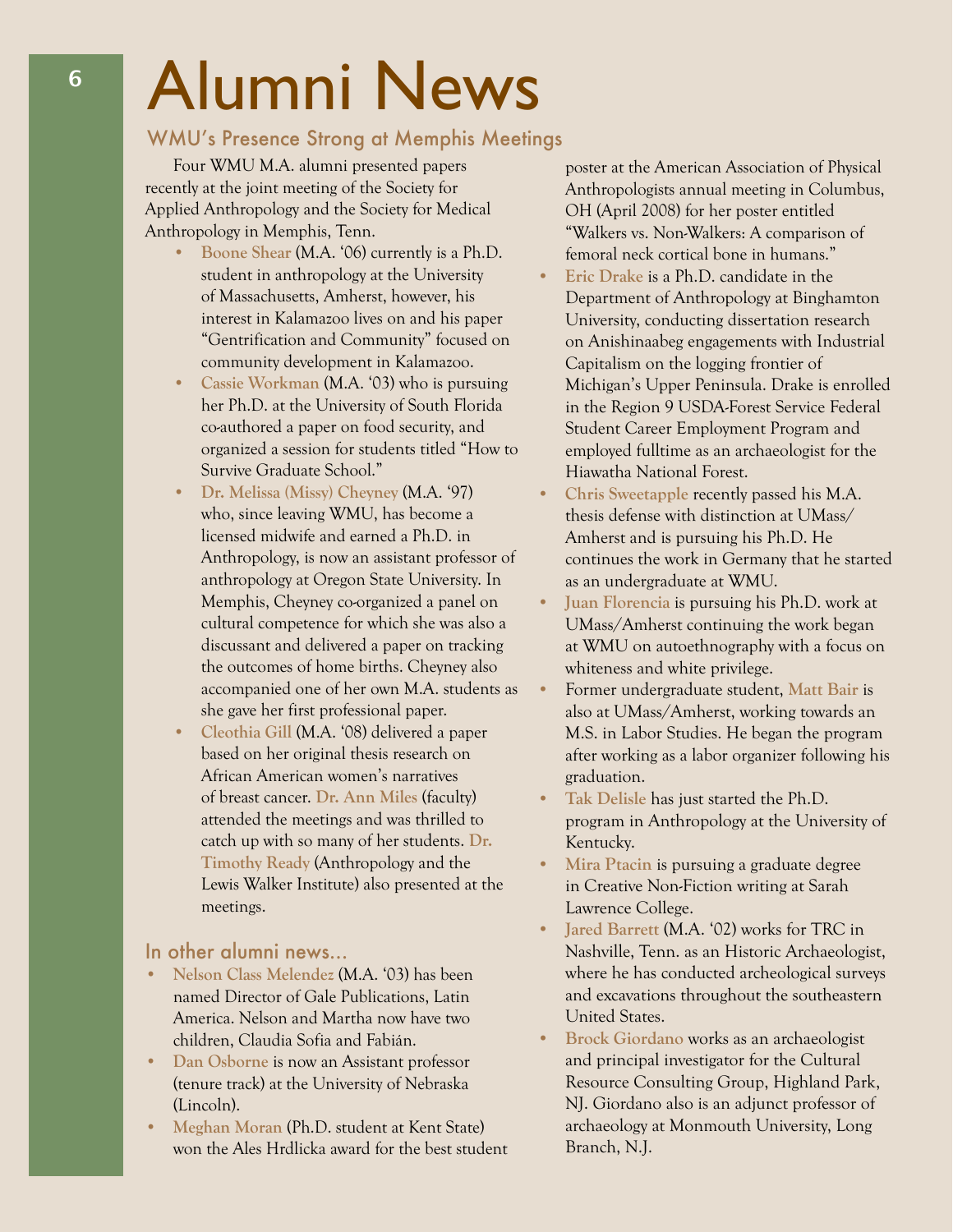# Alumni News

## WMU's Presence Strong at Memphis Meetings

Four WMU M.A. alumni presented papers recently at the joint meeting of the Society for Applied Anthropology and the Society for Medical Anthropology in Memphis, Tenn.

- **Boone Shear** (M.A. '06) currently is a Ph.D. student in anthropology at the University of Massachusetts, Amherst, however, his interest in Kalamazoo lives on and his paper "Gentrification and Community" focused on community development in Kalamazoo.
- **Cassie Workman** (M.A. '03) who is pursuing her Ph.D. at the University of South Florida co-authored a paper on food security, and organized a session for students titled "How to Survive Graduate School."
- **Dr. Melissa (Missy) Cheyney** (M.A. '97) who, since leaving WMU, has become a licensed midwife and earned a Ph.D. in Anthropology, is now an assistant professor of anthropology at Oregon State University. In Memphis, Cheyney co-organized a panel on cultural competence for which she was also a discussant and delivered a paper on tracking the outcomes of home births. Cheyney also accompanied one of her own M.A. students as she gave her first professional paper.
- **Cleothia Gill** (M.A. '08) delivered a paper based on her original thesis research on African American women's narratives of breast cancer. **Dr. Ann Miles** (faculty) attended the meetings and was thrilled to catch up with so many of her students. **Dr. Timothy Ready** (Anthropology and the Lewis Walker Institute) also presented at the meetings.

## In other alumni news...

- **Nelson Class Melendez** (M.A. '03) has been named Director of Gale Publications, Latin America. Nelson and Martha now have two children, Claudia Sofia and Fabián.
- **Dan Osborne** is now an Assistant professor (tenure track) at the University of Nebraska (Lincoln).
- **Meghan Moran** (Ph.D. student at Kent State) won the Ales Hrdlicka award for the best student poster at the American Association of Physical Anthropologists annual meeting in Columbus, OH (April 2008) for her poster entitled "Walkers vs. Non-Walkers: A comparison of femoral neck cortical bone in humans."
- **Eric Drake** is a Ph.D. candidate in the Department of Anthropology at Binghamton University, conducting dissertation research on Anishinaabeg engagements with Industrial Capitalism on the logging frontier of Michigan's Upper Peninsula. Drake is enrolled in the Region 9 USDA-Forest Service Federal Student Career Employment Program and employed fulltime as an archaeologist for the Hiawatha National Forest.
- **Chris Sweetapple** recently passed his M.A. thesis defense with distinction at UMass/Amherst and is pursuing his Ph.D. He continues the work in Germany that he started as an undergraduate at WMU.
- **Juan Florencia** is pursuing his Ph.D. work at UMass/Amherst continuing the work began at WMU on autoethnography with a focus on whiteness and white privilege.
- Former undergraduate student, **Matt Bair** is also at UMass/Amherst, working towards an M.S. in Labor Studies. He began the program after working as a labor organizer following his graduation.
- **Tak Delisle** has just started the Ph.D. program in Anthropology at the University of Kentucky.
- **Mira Ptacin** is pursuing a graduate degree in Creative Non-Fiction writing at Sarah Lawrence College.
- **Jared Barrett** (M.A. '02) works for TRC in Nashville, Tenn. as an Historic Archaeologist, where he has conducted archeological surveys and excavations throughout the southeastern United States.
- **Brock Giordano** works as an archaeologist and principal investigator for the Cultural Resource Consulting Group, Highland Park, NJ. Giordano also is an adjunct professor of archaeology at Monmouth University, Long Branch, N.J.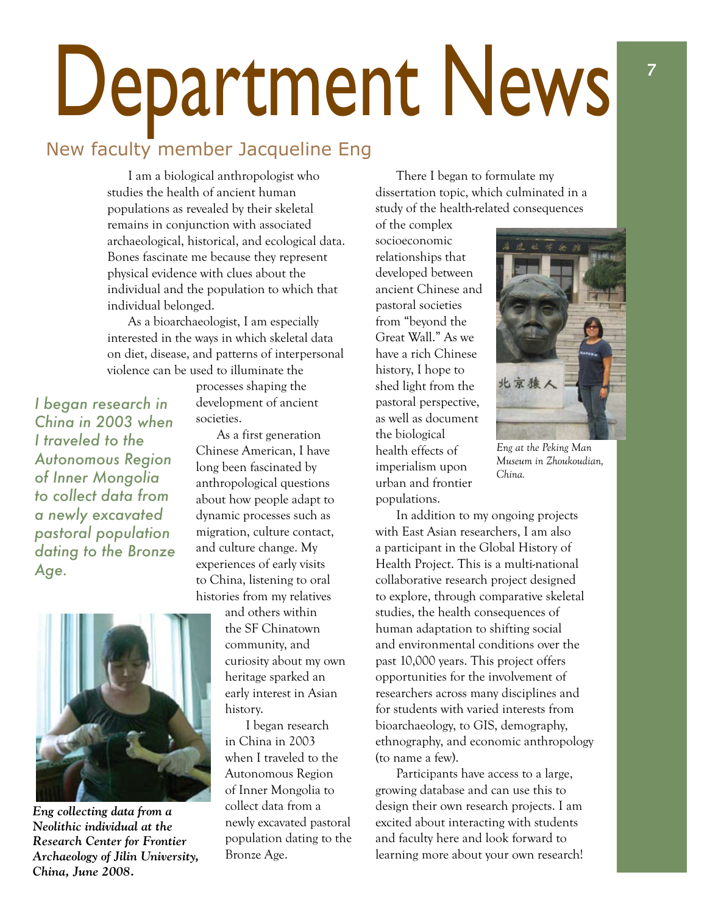# Department News

## New faculty member Jacqueline Eng

I am a biological anthropologist who studies the health of ancient human populations as revealed by their skeletal remains in conjunction with associated archaeological, historical, and ecological data. Bones fascinate me because they represent physical evidence with clues about the individual and the population to which that individual belonged.

As a bioarchaeologist, I am especially interested in the ways in which skeletal data on diet, disease, and patterns of interpersonal violence can be used to illuminate the processes shaping the development of ancient societies.

*I began research in China in 2003 when I traveled to the Autonomous Region of Inner Mongolia to collect data from a newly excavated pastoral population dating to the Bronze Age.*

As a first generation Chinese American, I have long been fascinated by anthropological questions about how people adapt to dynamic processes such as migration, culture contact, and culture change. My experiences of early visits to China, listening to oral histories from my relatives and others within the SF Chinatown community, and curiosity about my own heritage sparked an early interest in Asian history.

***Eng collecting data from a Neolithic individual at the Research Center for Frontier Archaeology of Jilin University, China, June 2008.***

I began research in China in 2003 when I traveled to the Autonomous Region of Inner Mongolia to collect data from a newly excavated pastoral population dating to the Bronze Age.

There I began to formulate my dissertation topic, which culminated in a study of the health-related consequences of the complex socioeconomic relationships that developed between ancient Chinese and pastoral societies from "beyond the Great Wall." As we have a rich Chinese history, I hope to shed light from the pastoral perspective, as well as document the biological health effects of imperialism upon urban and frontier populations.

*Eng at the Peking Man Museum in Zhoukoudian, China.*

In addition to my ongoing projects with East Asian researchers, I am also a participant in the Global History of Health Project. This is a multi-national collaborative research project designed to explore, through comparative skeletal studies, the health consequences of human adaptation to shifting social and environmental conditions over the past 10,000 years. This project offers opportunities for the involvement of researchers across many disciplines and for students with varied interests from bioarchaeology, to GIS, demography, ethnography, and economic anthropology (to name a few).

Participants have access to a large, growing database and can use this to design their own research projects. I am excited about interacting with students and faculty here and look forward to learning more about your own research!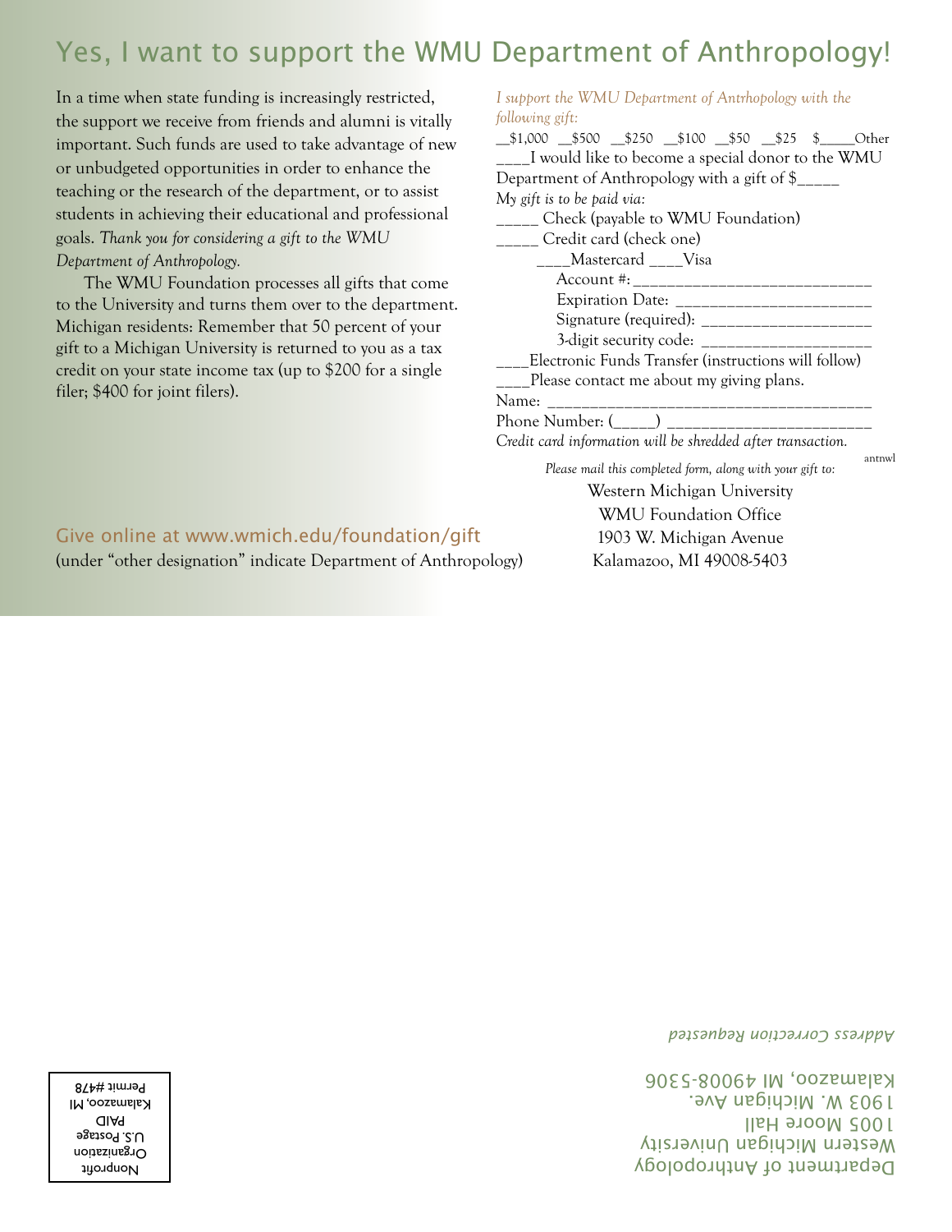# Yes, I want to support the WMU Department of Anthropology!

In a time when state funding is increasingly restricted, the support we receive from friends and alumni is vitally important. Such funds are used to take advantage of new or unbudgeted opportunities in order to enhance the teaching or the research of the department, or to assist students in achieving their educational and professional goals. *Thank you for considering a gift to the WMU Department of Anthropology.*

The WMU Foundation processes all gifts that come to the University and turns them over to the department. Michigan residents: Remember that 50 percent of your gift to a Michigan University is returned to you as a tax credit on your state income tax (up to $200 for a single filer; $400 for joint filers).

*I support the WMU Department of Antrhopology with the following gift:*

__$1,000 __$500 __$250 __$100 __$50 __$25 $_____Other

____I would like to become a special donor to the WMU Department of Anthropology with a gift of $_____

*My gift is to be paid via:*

_____ Check (payable to WMU Foundation)

_____ Credit card (check one)

____Mastercard ____Visa

Account #:___________________________

Expiration Date: ______________________

Signature (required): ___________________

3-digit security code: ___________________

____Electronic Funds Transfer (instructions will follow)

____Please contact me about my giving plans.

Name: ______________________________________

Phone Number: (_____) ________________________

*Credit card information will be shredded after transaction.*

antnwl

*Please mail this completed form, along with your gift to:*

Western Michigan University
WMU Foundation Office
1903 W. Michigan Avenue
Kalamazoo, MI 49008-5403

Give online at www.wmich.edu/foundation/gift
(under "other designation" indicate Department of Anthropology)

Department of Anthropology
Western Michigan University
1005 Moore Hall
1903 W. Michigan Ave.
Kalamazoo, MI 49008-5306

*Address Correction Requested*

Nonprofit
Organization
U.S. Postage
PAID
Kalamazoo, MI
Permit #478